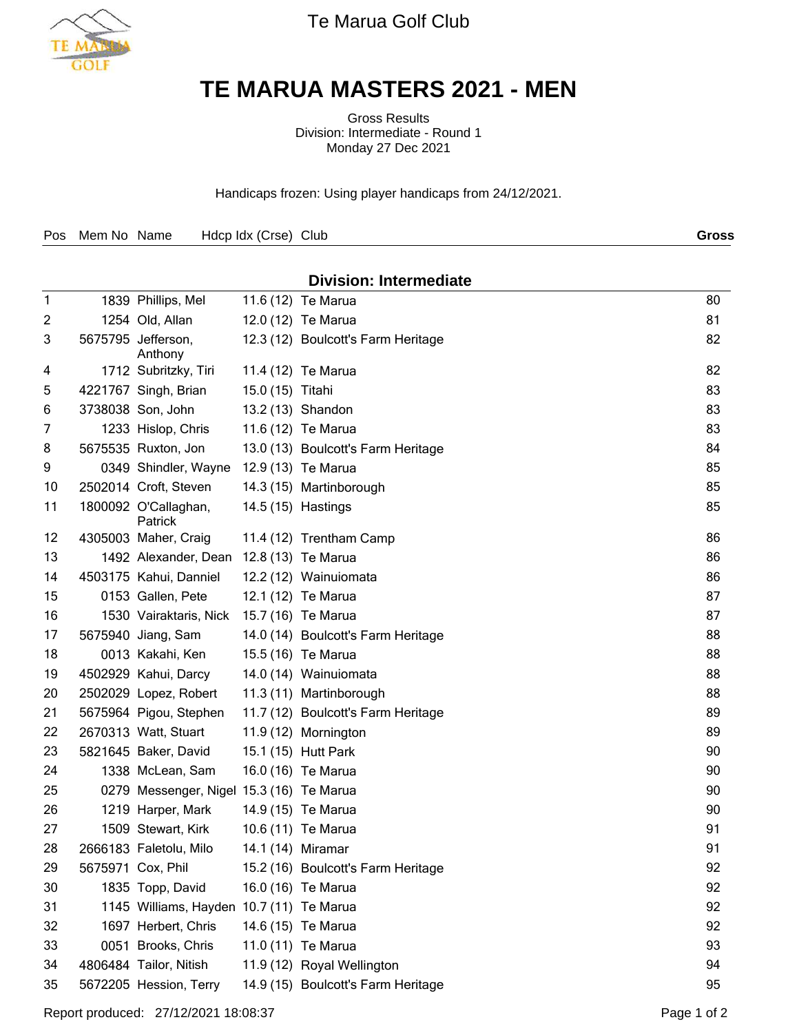Te Marua Golf Club

# TE MARUA MASTERS 2021 - MEN

Gross Results
Division: Intermediate - Round 1
Monday 27 Dec 2021

Handicaps frozen: Using player handicaps from 24/12/2021.

**Division: Intermediate**

| Pos | Mem No | Name | Hdcp Idx (Crse) | Club | **Gross** |
|---|---|---|---|---|---|
| 1 | 1839 | Phillips, Mel | 11.6 (12) | Te Marua | 80 |
| 2 | 1254 | Old, Allan | 12.0 (12) | Te Marua | 81 |
| 3 | 5675795 | Jefferson, Anthony | 12.3 (12) | Boulcott's Farm Heritage | 82 |
| 4 | 1712 | Subritzky, Tiri | 11.4 (12) | Te Marua | 82 |
| 5 | 4221767 | Singh, Brian | 15.0 (15) | Titahi | 83 |
| 6 | 3738038 | Son, John | 13.2 (13) | Shandon | 83 |
| 7 | 1233 | Hislop, Chris | 11.6 (12) | Te Marua | 83 |
| 8 | 5675535 | Ruxton, Jon | 13.0 (13) | Boulcott's Farm Heritage | 84 |
| 9 | 0349 | Shindler, Wayne | 12.9 (13) | Te Marua | 85 |
| 10 | 2502014 | Croft, Steven | 14.3 (15) | Martinborough | 85 |
| 11 | 1800092 | O'Callaghan, Patrick | 14.5 (15) | Hastings | 85 |
| 12 | 4305003 | Maher, Craig | 11.4 (12) | Trentham Camp | 86 |
| 13 | 1492 | Alexander, Dean | 12.8 (13) | Te Marua | 86 |
| 14 | 4503175 | Kahui, Danniel | 12.2 (12) | Wainuiomata | 86 |
| 15 | 0153 | Gallen, Pete | 12.1 (12) | Te Marua | 87 |
| 16 | 1530 | Vairaktaris, Nick | 15.7 (16) | Te Marua | 87 |
| 17 | 5675940 | Jiang, Sam | 14.0 (14) | Boulcott's Farm Heritage | 88 |
| 18 | 0013 | Kakahi, Ken | 15.5 (16) | Te Marua | 88 |
| 19 | 4502929 | Kahui, Darcy | 14.0 (14) | Wainuiomata | 88 |
| 20 | 2502029 | Lopez, Robert | 11.3 (11) | Martinborough | 88 |
| 21 | 5675964 | Pigou, Stephen | 11.7 (12) | Boulcott's Farm Heritage | 89 |
| 22 | 2670313 | Watt, Stuart | 11.9 (12) | Mornington | 89 |
| 23 | 5821645 | Baker, David | 15.1 (15) | Hutt Park | 90 |
| 24 | 1338 | McLean, Sam | 16.0 (16) | Te Marua | 90 |
| 25 | 0279 | Messenger, Nigel | 15.3 (16) | Te Marua | 90 |
| 26 | 1219 | Harper, Mark | 14.9 (15) | Te Marua | 90 |
| 27 | 1509 | Stewart, Kirk | 10.6 (11) | Te Marua | 91 |
| 28 | 2666183 | Faletolu, Milo | 14.1 (14) | Miramar | 91 |
| 29 | 5675971 | Cox, Phil | 15.2 (16) | Boulcott's Farm Heritage | 92 |
| 30 | 1835 | Topp, David | 16.0 (16) | Te Marua | 92 |
| 31 | 1145 | Williams, Hayden | 10.7 (11) | Te Marua | 92 |
| 32 | 1697 | Herbert, Chris | 14.6 (15) | Te Marua | 92 |
| 33 | 0051 | Brooks, Chris | 11.0 (11) | Te Marua | 93 |
| 34 | 4806484 | Tailor, Nitish | 11.9 (12) | Royal Wellington | 94 |
| 35 | 5672205 | Hession, Terry | 14.9 (15) | Boulcott's Farm Heritage | 95 |

Report produced: 27/12/2021 18:08:37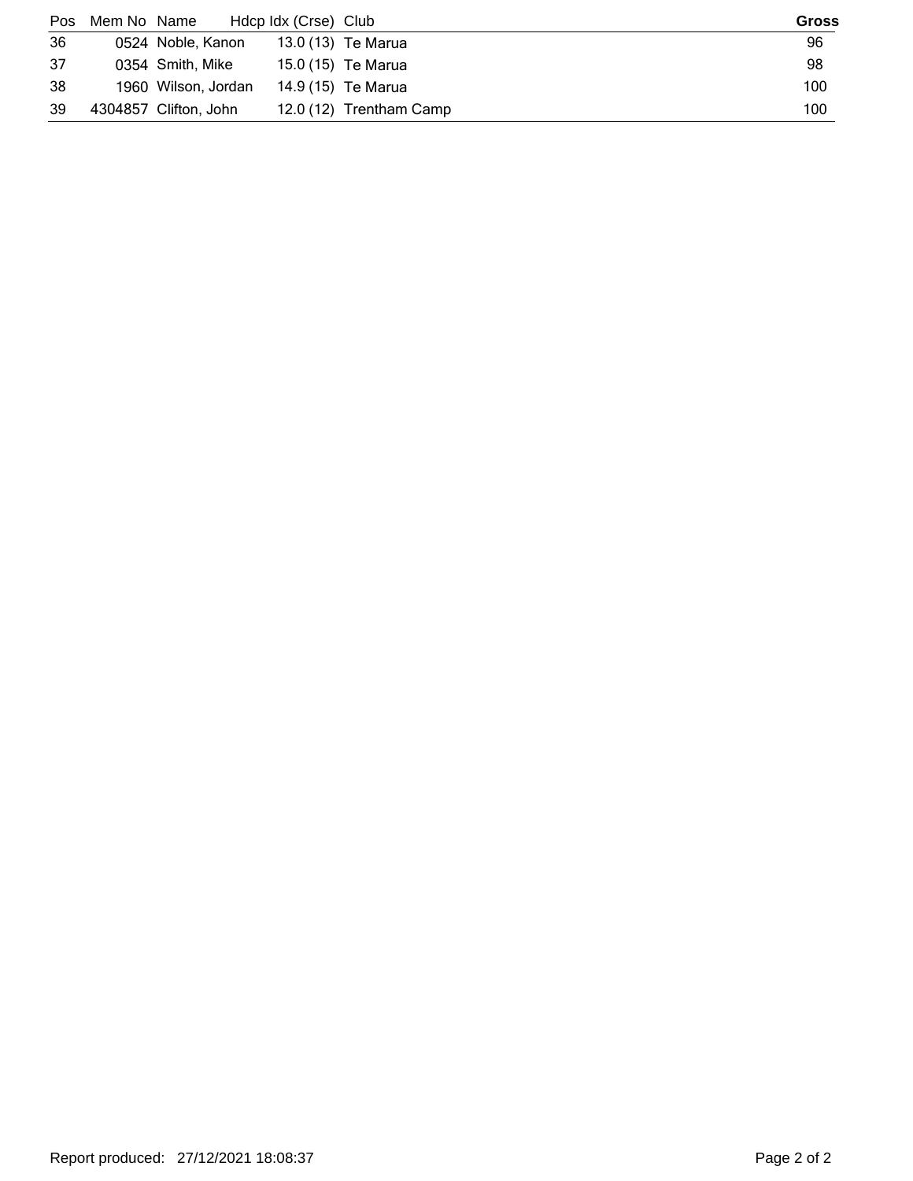| Pos | Mem No | Name | Hdcp Idx (Crse) | Club | Gross |
| --- | --- | --- | --- | --- | --- |
| 36 | 0524 | Noble, Kanon | 13.0 (13) | Te Marua | 96 |
| 37 | 0354 | Smith, Mike | 15.0 (15) | Te Marua | 98 |
| 38 | 1960 | Wilson, Jordan | 14.9 (15) | Te Marua | 100 |
| 39 | 4304857 | Clifton, John | 12.0 (12) | Trentham Camp | 100 |

Report produced: 27/12/2021 18:08:37